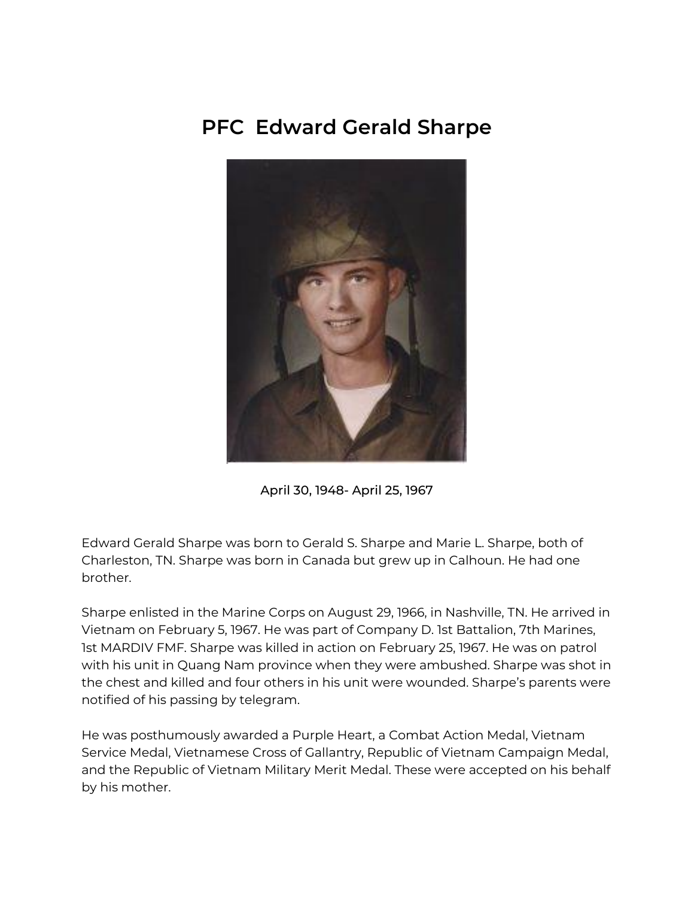# PFC Edward Gerald Sharpe

April 30, 1948- April 25, 1967

Edward Gerald Sharpe was born to Gerald S. Sharpe and Marie L. Sharpe, both of Charleston, TN. Sharpe was born in Canada but grew up in Calhoun. He had one brother.

Sharpe enlisted in the Marine Corps on August 29, 1966, in Nashville, TN. He arrived in Vietnam on February 5, 1967. He was part of Company D. 1st Battalion, 7th Marines, 1st MARDIV FMF. Sharpe was killed in action on February 25, 1967. He was on patrol with his unit in Quang Nam province when they were ambushed. Sharpe was shot in the chest and killed and four others in his unit were wounded. Sharpe's parents were notified of his passing by telegram.

He was posthumously awarded a Purple Heart, a Combat Action Medal, Vietnam Service Medal, Vietnamese Cross of Gallantry, Republic of Vietnam Campaign Medal, and the Republic of Vietnam Military Merit Medal. These were accepted on his behalf by his mother.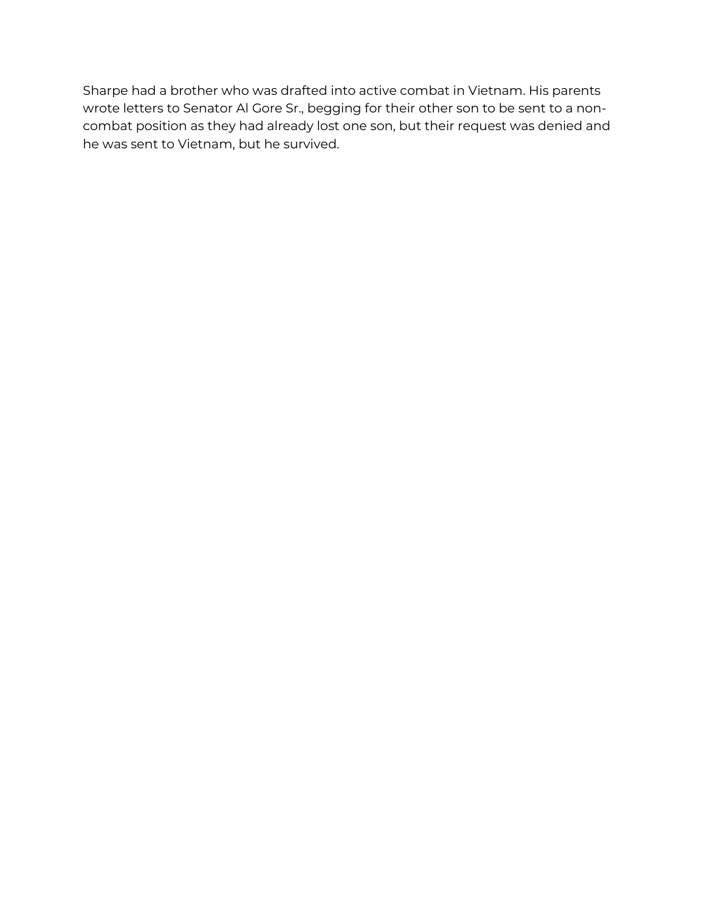Sharpe had a brother who was drafted into active combat in Vietnam. His parents wrote letters to Senator Al Gore Sr., begging for their other son to be sent to a non-combat position as they had already lost one son, but their request was denied and he was sent to Vietnam, but he survived.